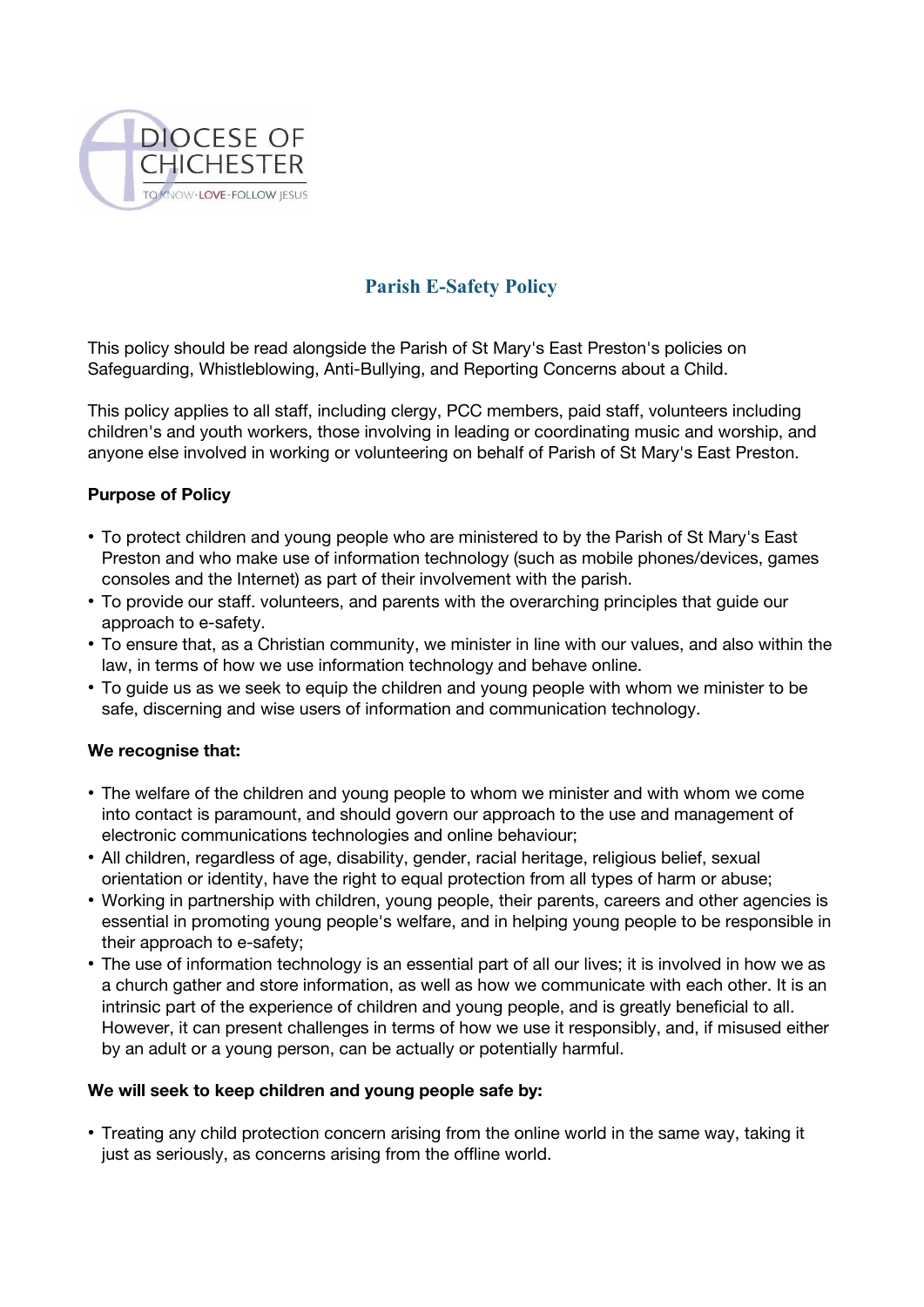DIOCESE OF CHICHESTER

TO KNOW · LOVE · FOLLOW JESUS

# Parish E-Safety Policy

This policy should be read alongside the Parish of St Mary's East Preston's policies on Safeguarding, Whistleblowing, Anti-Bullying, and Reporting Concerns about a Child.

This policy applies to all staff, including clergy, PCC members, paid staff, volunteers including children's and youth workers, those involving in leading or coordinating music and worship, and anyone else involved in working or volunteering on behalf of Parish of St Mary's East Preston.

**Purpose of Policy**

- To protect children and young people who are ministered to by the Parish of St Mary's East Preston and who make use of information technology (such as mobile phones/devices, games consoles and the Internet) as part of their involvement with the parish.
- To provide our staff. volunteers, and parents with the overarching principles that guide our approach to e-safety.
- To ensure that, as a Christian community, we minister in line with our values, and also within the law, in terms of how we use information technology and behave online.
- To guide us as we seek to equip the children and young people with whom we minister to be safe, discerning and wise users of information and communication technology.

**We recognise that:**

- The welfare of the children and young people to whom we minister and with whom we come into contact is paramount, and should govern our approach to the use and management of electronic communications technologies and online behaviour;
- All children, regardless of age, disability, gender, racial heritage, religious belief, sexual orientation or identity, have the right to equal protection from all types of harm or abuse;
- Working in partnership with children, young people, their parents, careers and other agencies is essential in promoting young people's welfare, and in helping young people to be responsible in their approach to e-safety;
- The use of information technology is an essential part of all our lives; it is involved in how we as a church gather and store information, as well as how we communicate with each other. It is an intrinsic part of the experience of children and young people, and is greatly beneficial to all. However, it can present challenges in terms of how we use it responsibly, and, if misused either by an adult or a young person, can be actually or potentially harmful.

**We will seek to keep children and young people safe by:**

- Treating any child protection concern arising from the online world in the same way, taking it just as seriously, as concerns arising from the offline world.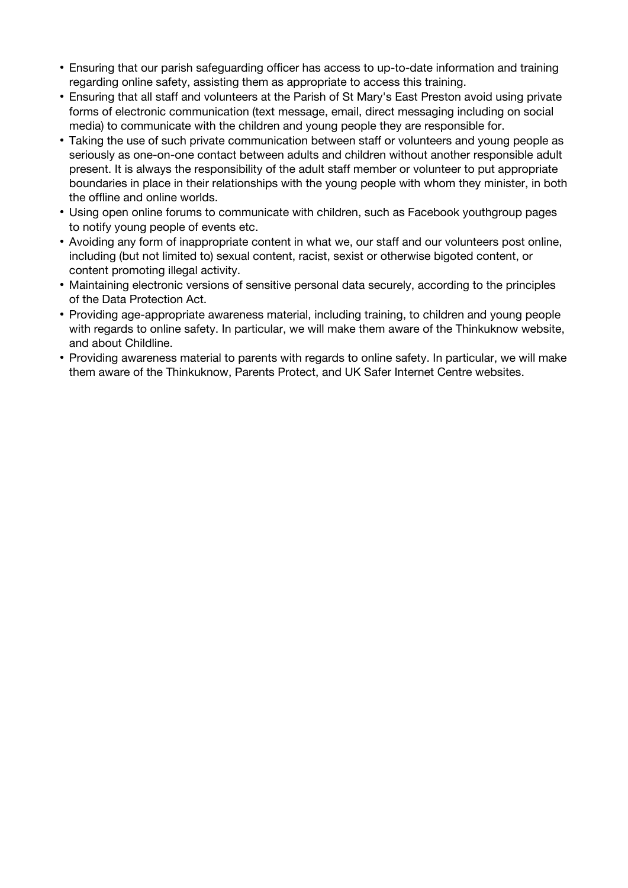- Ensuring that our parish safeguarding officer has access to up-to-date information and training regarding online safety, assisting them as appropriate to access this training.
- Ensuring that all staff and volunteers at the Parish of St Mary's East Preston avoid using private forms of electronic communication (text message, email, direct messaging including on social media) to communicate with the children and young people they are responsible for.
- Taking the use of such private communication between staff or volunteers and young people as seriously as one-on-one contact between adults and children without another responsible adult present. It is always the responsibility of the adult staff member or volunteer to put appropriate boundaries in place in their relationships with the young people with whom they minister, in both the offline and online worlds.
- Using open online forums to communicate with children, such as Facebook youthgroup pages to notify young people of events etc.
- Avoiding any form of inappropriate content in what we, our staff and our volunteers post online, including (but not limited to) sexual content, racist, sexist or otherwise bigoted content, or content promoting illegal activity.
- Maintaining electronic versions of sensitive personal data securely, according to the principles of the Data Protection Act.
- Providing age-appropriate awareness material, including training, to children and young people with regards to online safety. In particular, we will make them aware of the Thinkuknow website, and about Childline.
- Providing awareness material to parents with regards to online safety. In particular, we will make them aware of the Thinkuknow, Parents Protect, and UK Safer Internet Centre websites.